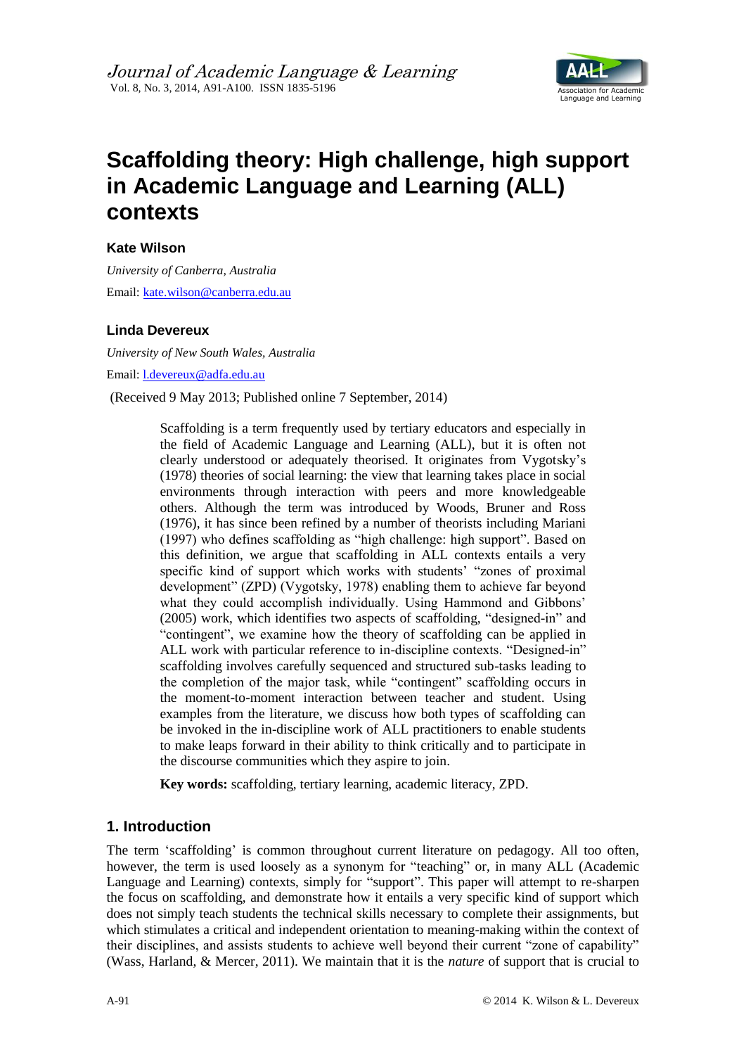# Scaffolding theory: High challenge, high support in Academic Language and Learning (ALL) contexts

**Kate Wilson**

*University of Canberra, Australia*

Email: kate.wilson@canberra.edu.au

**Linda Devereux**

*University of New South Wales, Australia*

Email: l.devereux@adfa.edu.au

(Received 9 May 2013; Published online 7 September, 2014)

Scaffolding is a term frequently used by tertiary educators and especially in the field of Academic Language and Learning (ALL), but it is often not clearly understood or adequately theorised. It originates from Vygotsky's (1978) theories of social learning: the view that learning takes place in social environments through interaction with peers and more knowledgeable others. Although the term was introduced by Woods, Bruner and Ross (1976), it has since been refined by a number of theorists including Mariani (1997) who defines scaffolding as "high challenge: high support". Based on this definition, we argue that scaffolding in ALL contexts entails a very specific kind of support which works with students' "zones of proximal development" (ZPD) (Vygotsky, 1978) enabling them to achieve far beyond what they could accomplish individually. Using Hammond and Gibbons' (2005) work, which identifies two aspects of scaffolding, "designed-in" and "contingent", we examine how the theory of scaffolding can be applied in ALL work with particular reference to in-discipline contexts. "Designed-in" scaffolding involves carefully sequenced and structured sub-tasks leading to the completion of the major task, while "contingent" scaffolding occurs in the moment-to-moment interaction between teacher and student. Using examples from the literature, we discuss how both types of scaffolding can be invoked in the in-discipline work of ALL practitioners to enable students to make leaps forward in their ability to think critically and to participate in the discourse communities which they aspire to join.

**Key words:** scaffolding, tertiary learning, academic literacy, ZPD.

## 1. Introduction

The term 'scaffolding' is common throughout current literature on pedagogy. All too often, however, the term is used loosely as a synonym for "teaching" or, in many ALL (Academic Language and Learning) contexts, simply for "support". This paper will attempt to re-sharpen the focus on scaffolding, and demonstrate how it entails a very specific kind of support which does not simply teach students the technical skills necessary to complete their assignments, but which stimulates a critical and independent orientation to meaning-making within the context of their disciplines, and assists students to achieve well beyond their current "zone of capability" (Wass, Harland, & Mercer, 2011). We maintain that it is the *nature* of support that is crucial to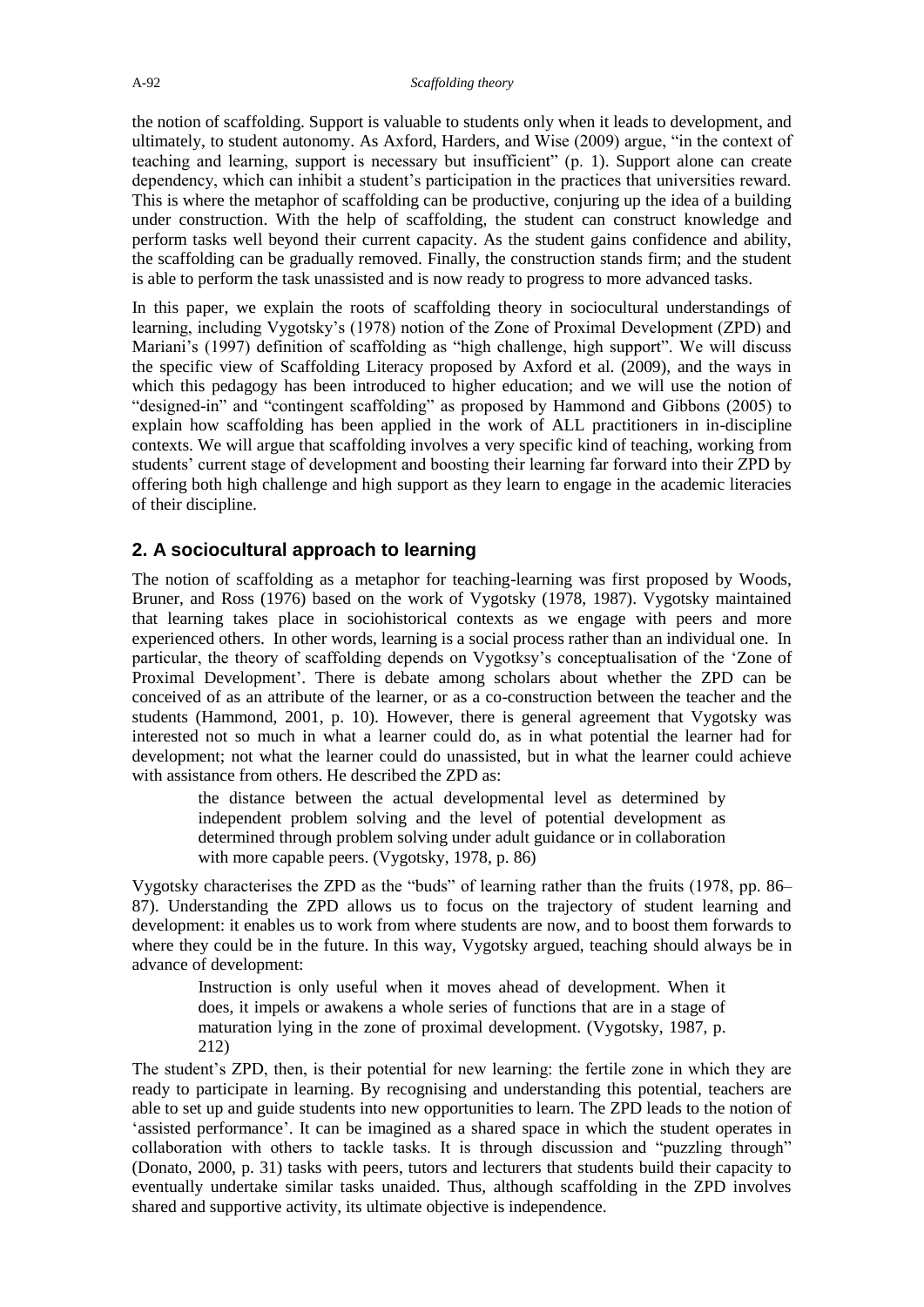the notion of scaffolding. Support is valuable to students only when it leads to development, and ultimately, to student autonomy. As Axford, Harders, and Wise (2009) argue, "in the context of teaching and learning, support is necessary but insufficient" (p. 1). Support alone can create dependency, which can inhibit a student's participation in the practices that universities reward. This is where the metaphor of scaffolding can be productive, conjuring up the idea of a building under construction. With the help of scaffolding, the student can construct knowledge and perform tasks well beyond their current capacity. As the student gains confidence and ability, the scaffolding can be gradually removed. Finally, the construction stands firm; and the student is able to perform the task unassisted and is now ready to progress to more advanced tasks.

In this paper, we explain the roots of scaffolding theory in sociocultural understandings of learning, including Vygotsky's (1978) notion of the Zone of Proximal Development (ZPD) and Mariani's (1997) definition of scaffolding as "high challenge, high support". We will discuss the specific view of Scaffolding Literacy proposed by Axford et al. (2009), and the ways in which this pedagogy has been introduced to higher education; and we will use the notion of "designed-in" and "contingent scaffolding" as proposed by Hammond and Gibbons (2005) to explain how scaffolding has been applied in the work of ALL practitioners in in-discipline contexts. We will argue that scaffolding involves a very specific kind of teaching, working from students' current stage of development and boosting their learning far forward into their ZPD by offering both high challenge and high support as they learn to engage in the academic literacies of their discipline.

## 2. A sociocultural approach to learning

The notion of scaffolding as a metaphor for teaching-learning was first proposed by Woods, Bruner, and Ross (1976) based on the work of Vygotsky (1978, 1987). Vygotsky maintained that learning takes place in sociohistorical contexts as we engage with peers and more experienced others. In other words, learning is a social process rather than an individual one. In particular, the theory of scaffolding depends on Vygotksy's conceptualisation of the 'Zone of Proximal Development'. There is debate among scholars about whether the ZPD can be conceived of as an attribute of the learner, or as a co-construction between the teacher and the students (Hammond, 2001, p. 10). However, there is general agreement that Vygotsky was interested not so much in what a learner could do, as in what potential the learner had for development; not what the learner could do unassisted, but in what the learner could achieve with assistance from others. He described the ZPD as:

> the distance between the actual developmental level as determined by independent problem solving and the level of potential development as determined through problem solving under adult guidance or in collaboration with more capable peers. (Vygotsky, 1978, p. 86)

Vygotsky characterises the ZPD as the "buds" of learning rather than the fruits (1978, pp. 86–87). Understanding the ZPD allows us to focus on the trajectory of student learning and development: it enables us to work from where students are now, and to boost them forwards to where they could be in the future. In this way, Vygotsky argued, teaching should always be in advance of development:

> Instruction is only useful when it moves ahead of development. When it does, it impels or awakens a whole series of functions that are in a stage of maturation lying in the zone of proximal development. (Vygotsky, 1987, p. 212)

The student's ZPD, then, is their potential for new learning: the fertile zone in which they are ready to participate in learning. By recognising and understanding this potential, teachers are able to set up and guide students into new opportunities to learn. The ZPD leads to the notion of 'assisted performance'. It can be imagined as a shared space in which the student operates in collaboration with others to tackle tasks. It is through discussion and "puzzling through" (Donato, 2000, p. 31) tasks with peers, tutors and lecturers that students build their capacity to eventually undertake similar tasks unaided. Thus, although scaffolding in the ZPD involves shared and supportive activity, its ultimate objective is independence.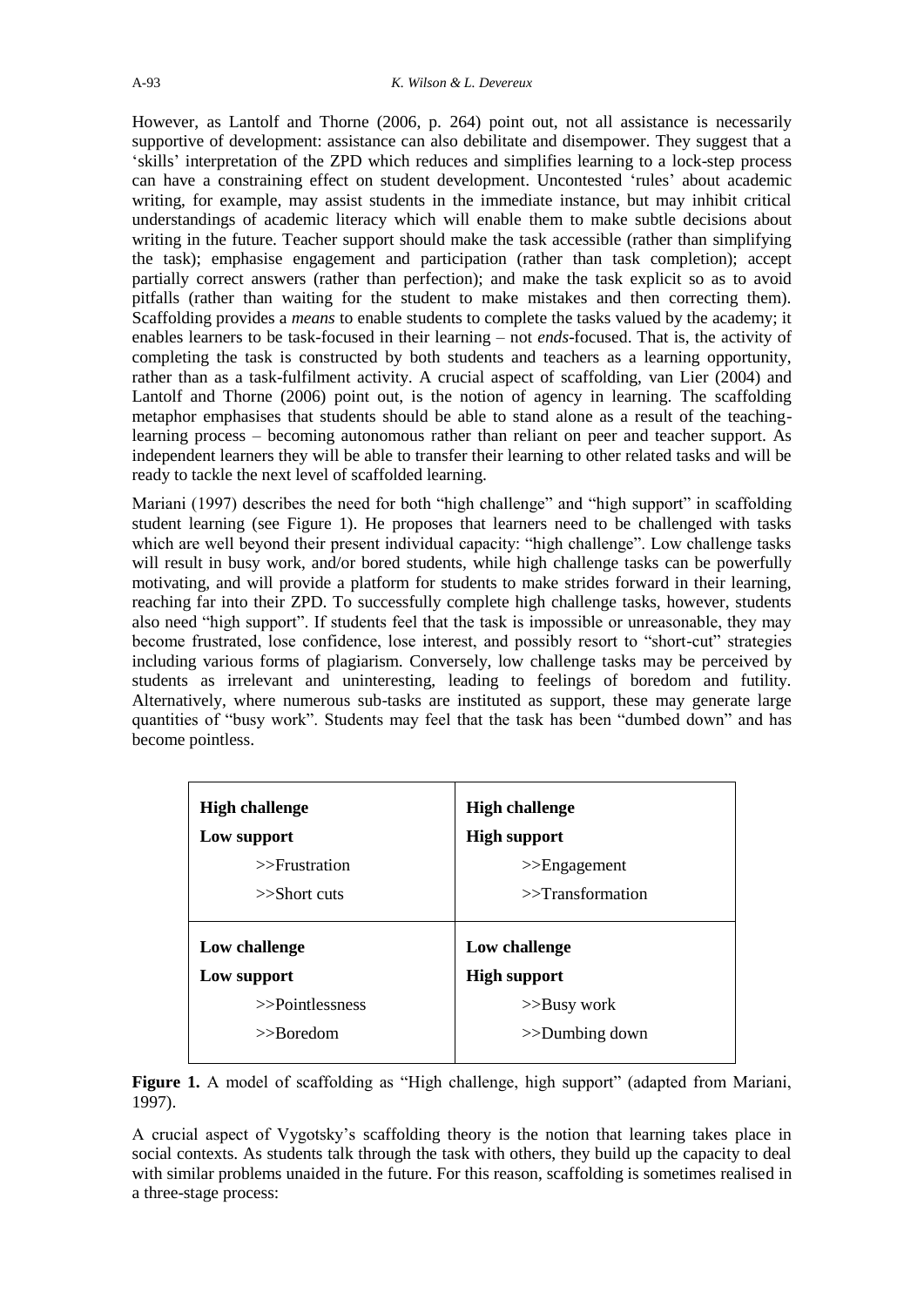However, as Lantolf and Thorne (2006, p. 264) point out, not all assistance is necessarily supportive of development: assistance can also debilitate and disempower. They suggest that a 'skills' interpretation of the ZPD which reduces and simplifies learning to a lock-step process can have a constraining effect on student development. Uncontested 'rules' about academic writing, for example, may assist students in the immediate instance, but may inhibit critical understandings of academic literacy which will enable them to make subtle decisions about writing in the future. Teacher support should make the task accessible (rather than simplifying the task); emphasise engagement and participation (rather than task completion); accept partially correct answers (rather than perfection); and make the task explicit so as to avoid pitfalls (rather than waiting for the student to make mistakes and then correcting them). Scaffolding provides a *means* to enable students to complete the tasks valued by the academy; it enables learners to be task-focused in their learning – not *ends*-focused. That is, the activity of completing the task is constructed by both students and teachers as a learning opportunity, rather than as a task-fulfilment activity. A crucial aspect of scaffolding, van Lier (2004) and Lantolf and Thorne (2006) point out, is the notion of agency in learning. The scaffolding metaphor emphasises that students should be able to stand alone as a result of the teaching-learning process – becoming autonomous rather than reliant on peer and teacher support. As independent learners they will be able to transfer their learning to other related tasks and will be ready to tackle the next level of scaffolded learning.

Mariani (1997) describes the need for both "high challenge" and "high support" in scaffolding student learning (see Figure 1). He proposes that learners need to be challenged with tasks which are well beyond their present individual capacity: "high challenge". Low challenge tasks will result in busy work, and/or bored students, while high challenge tasks can be powerfully motivating, and will provide a platform for students to make strides forward in their learning, reaching far into their ZPD. To successfully complete high challenge tasks, however, students also need "high support". If students feel that the task is impossible or unreasonable, they may become frustrated, lose confidence, lose interest, and possibly resort to "short-cut" strategies including various forms of plagiarism. Conversely, low challenge tasks may be perceived by students as irrelevant and uninteresting, leading to feelings of boredom and futility. Alternatively, where numerous sub-tasks are instituted as support, these may generate large quantities of "busy work". Students may feel that the task has been "dumbed down" and has become pointless.

| | |
|---|---|
| **High challenge**<br>**Low support**<br>>>Frustration<br>>>Short cuts | **High challenge**<br>**High support**<br>>>Engagement<br>>>Transformation |
| **Low challenge**<br>**Low support**<br>>>Pointlessness<br>>>Boredom | **Low challenge**<br>**High support**<br>>>Busy work<br>>>Dumbing down |

**Figure 1.** A model of scaffolding as "High challenge, high support" (adapted from Mariani, 1997).

A crucial aspect of Vygotsky's scaffolding theory is the notion that learning takes place in social contexts. As students talk through the task with others, they build up the capacity to deal with similar problems unaided in the future. For this reason, scaffolding is sometimes realised in a three-stage process: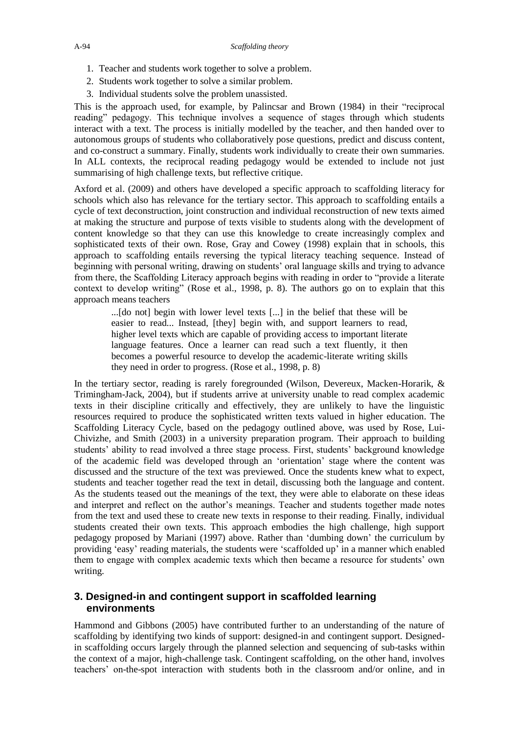1. Teacher and students work together to solve a problem.
2. Students work together to solve a similar problem.
3. Individual students solve the problem unassisted.

This is the approach used, for example, by Palincsar and Brown (1984) in their "reciprocal reading" pedagogy. This technique involves a sequence of stages through which students interact with a text. The process is initially modelled by the teacher, and then handed over to autonomous groups of students who collaboratively pose questions, predict and discuss content, and co-construct a summary. Finally, students work individually to create their own summaries. In ALL contexts, the reciprocal reading pedagogy would be extended to include not just summarising of high challenge texts, but reflective critique.

Axford et al. (2009) and others have developed a specific approach to scaffolding literacy for schools which also has relevance for the tertiary sector. This approach to scaffolding entails a cycle of text deconstruction, joint construction and individual reconstruction of new texts aimed at making the structure and purpose of texts visible to students along with the development of content knowledge so that they can use this knowledge to create increasingly complex and sophisticated texts of their own. Rose, Gray and Cowey (1998) explain that in schools, this approach to scaffolding entails reversing the typical literacy teaching sequence. Instead of beginning with personal writing, drawing on students' oral language skills and trying to advance from there, the Scaffolding Literacy approach begins with reading in order to "provide a literate context to develop writing" (Rose et al., 1998, p. 8). The authors go on to explain that this approach means teachers

> ...[do not] begin with lower level texts [...] in the belief that these will be easier to read... Instead, [they] begin with, and support learners to read, higher level texts which are capable of providing access to important literate language features. Once a learner can read such a text fluently, it then becomes a powerful resource to develop the academic-literate writing skills they need in order to progress. (Rose et al., 1998, p. 8)

In the tertiary sector, reading is rarely foregrounded (Wilson, Devereux, Macken-Horarik, & Trimingham-Jack, 2004), but if students arrive at university unable to read complex academic texts in their discipline critically and effectively, they are unlikely to have the linguistic resources required to produce the sophisticated written texts valued in higher education. The Scaffolding Literacy Cycle, based on the pedagogy outlined above, was used by Rose, Lui-Chivizhe, and Smith (2003) in a university preparation program. Their approach to building students' ability to read involved a three stage process. First, students' background knowledge of the academic field was developed through an 'orientation' stage where the content was discussed and the structure of the text was previewed. Once the students knew what to expect, students and teacher together read the text in detail, discussing both the language and content. As the students teased out the meanings of the text, they were able to elaborate on these ideas and interpret and reflect on the author's meanings. Teacher and students together made notes from the text and used these to create new texts in response to their reading. Finally, individual students created their own texts. This approach embodies the high challenge, high support pedagogy proposed by Mariani (1997) above. Rather than 'dumbing down' the curriculum by providing 'easy' reading materials, the students were 'scaffolded up' in a manner which enabled them to engage with complex academic texts which then became a resource for students' own writing.

## 3. Designed-in and contingent support in scaffolded learning environments

Hammond and Gibbons (2005) have contributed further to an understanding of the nature of scaffolding by identifying two kinds of support: designed-in and contingent support. Designed-in scaffolding occurs largely through the planned selection and sequencing of sub-tasks within the context of a major, high-challenge task. Contingent scaffolding, on the other hand, involves teachers' on-the-spot interaction with students both in the classroom and/or online, and in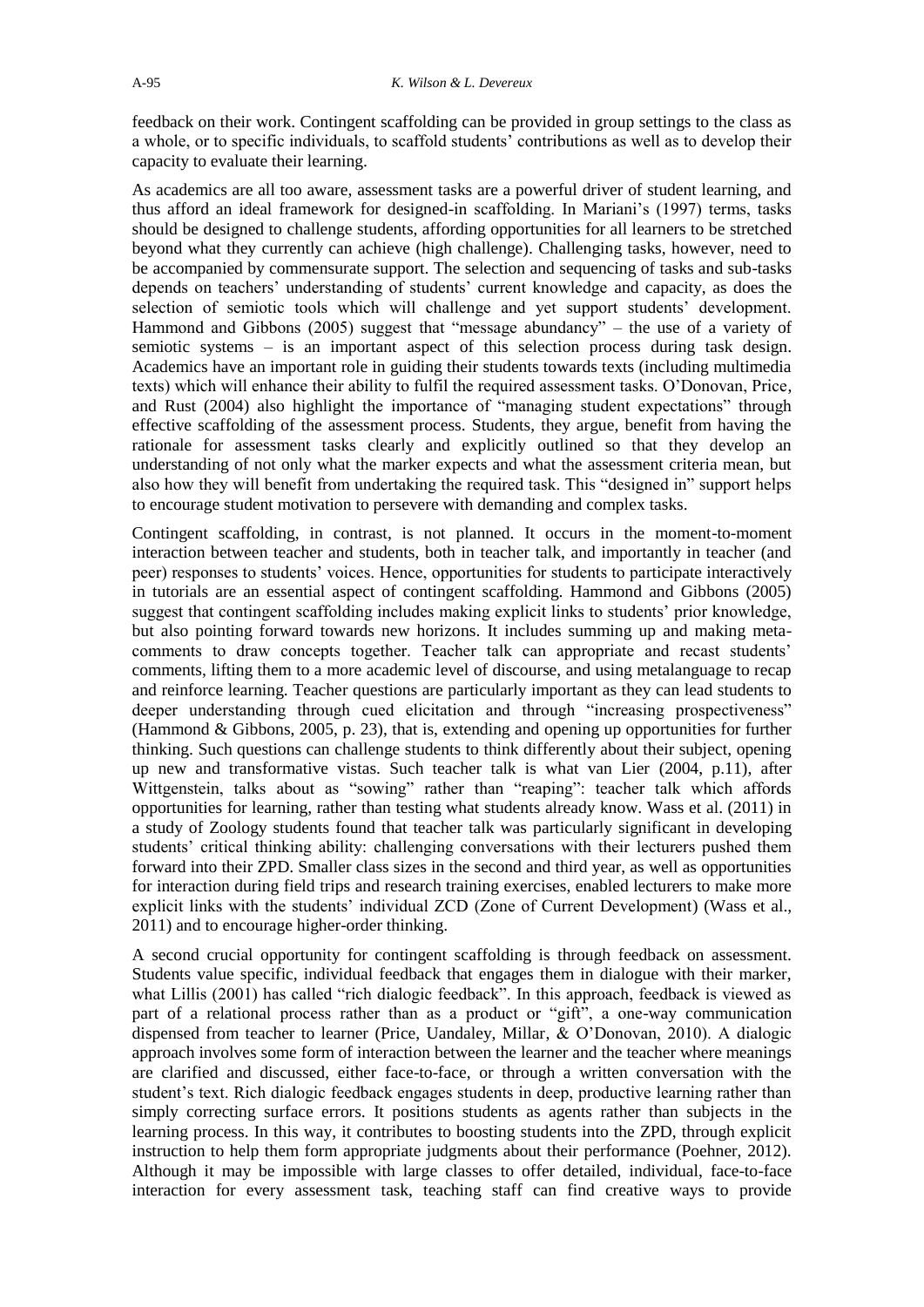feedback on their work. Contingent scaffolding can be provided in group settings to the class as a whole, or to specific individuals, to scaffold students' contributions as well as to develop their capacity to evaluate their learning.

As academics are all too aware, assessment tasks are a powerful driver of student learning, and thus afford an ideal framework for designed-in scaffolding. In Mariani's (1997) terms, tasks should be designed to challenge students, affording opportunities for all learners to be stretched beyond what they currently can achieve (high challenge). Challenging tasks, however, need to be accompanied by commensurate support. The selection and sequencing of tasks and sub-tasks depends on teachers' understanding of students' current knowledge and capacity, as does the selection of semiotic tools which will challenge and yet support students' development. Hammond and Gibbons (2005) suggest that "message abundancy" – the use of a variety of semiotic systems – is an important aspect of this selection process during task design. Academics have an important role in guiding their students towards texts (including multimedia texts) which will enhance their ability to fulfil the required assessment tasks. O'Donovan, Price, and Rust (2004) also highlight the importance of "managing student expectations" through effective scaffolding of the assessment process. Students, they argue, benefit from having the rationale for assessment tasks clearly and explicitly outlined so that they develop an understanding of not only what the marker expects and what the assessment criteria mean, but also how they will benefit from undertaking the required task. This "designed in" support helps to encourage student motivation to persevere with demanding and complex tasks.

Contingent scaffolding, in contrast, is not planned. It occurs in the moment-to-moment interaction between teacher and students, both in teacher talk, and importantly in teacher (and peer) responses to students' voices. Hence, opportunities for students to participate interactively in tutorials are an essential aspect of contingent scaffolding. Hammond and Gibbons (2005) suggest that contingent scaffolding includes making explicit links to students' prior knowledge, but also pointing forward towards new horizons. It includes summing up and making meta-comments to draw concepts together. Teacher talk can appropriate and recast students' comments, lifting them to a more academic level of discourse, and using metalanguage to recap and reinforce learning. Teacher questions are particularly important as they can lead students to deeper understanding through cued elicitation and through "increasing prospectiveness" (Hammond & Gibbons, 2005, p. 23), that is, extending and opening up opportunities for further thinking. Such questions can challenge students to think differently about their subject, opening up new and transformative vistas. Such teacher talk is what van Lier (2004, p.11), after Wittgenstein, talks about as "sowing" rather than "reaping": teacher talk which affords opportunities for learning, rather than testing what students already know. Wass et al. (2011) in a study of Zoology students found that teacher talk was particularly significant in developing students' critical thinking ability: challenging conversations with their lecturers pushed them forward into their ZPD. Smaller class sizes in the second and third year, as well as opportunities for interaction during field trips and research training exercises, enabled lecturers to make more explicit links with the students' individual ZCD (Zone of Current Development) (Wass et al., 2011) and to encourage higher-order thinking.

A second crucial opportunity for contingent scaffolding is through feedback on assessment. Students value specific, individual feedback that engages them in dialogue with their marker, what Lillis (2001) has called "rich dialogic feedback". In this approach, feedback is viewed as part of a relational process rather than as a product or "gift", a one-way communication dispensed from teacher to learner (Price, Uandaley, Millar, & O'Donovan, 2010). A dialogic approach involves some form of interaction between the learner and the teacher where meanings are clarified and discussed, either face-to-face, or through a written conversation with the student's text. Rich dialogic feedback engages students in deep, productive learning rather than simply correcting surface errors. It positions students as agents rather than subjects in the learning process. In this way, it contributes to boosting students into the ZPD, through explicit instruction to help them form appropriate judgments about their performance (Poehner, 2012). Although it may be impossible with large classes to offer detailed, individual, face-to-face interaction for every assessment task, teaching staff can find creative ways to provide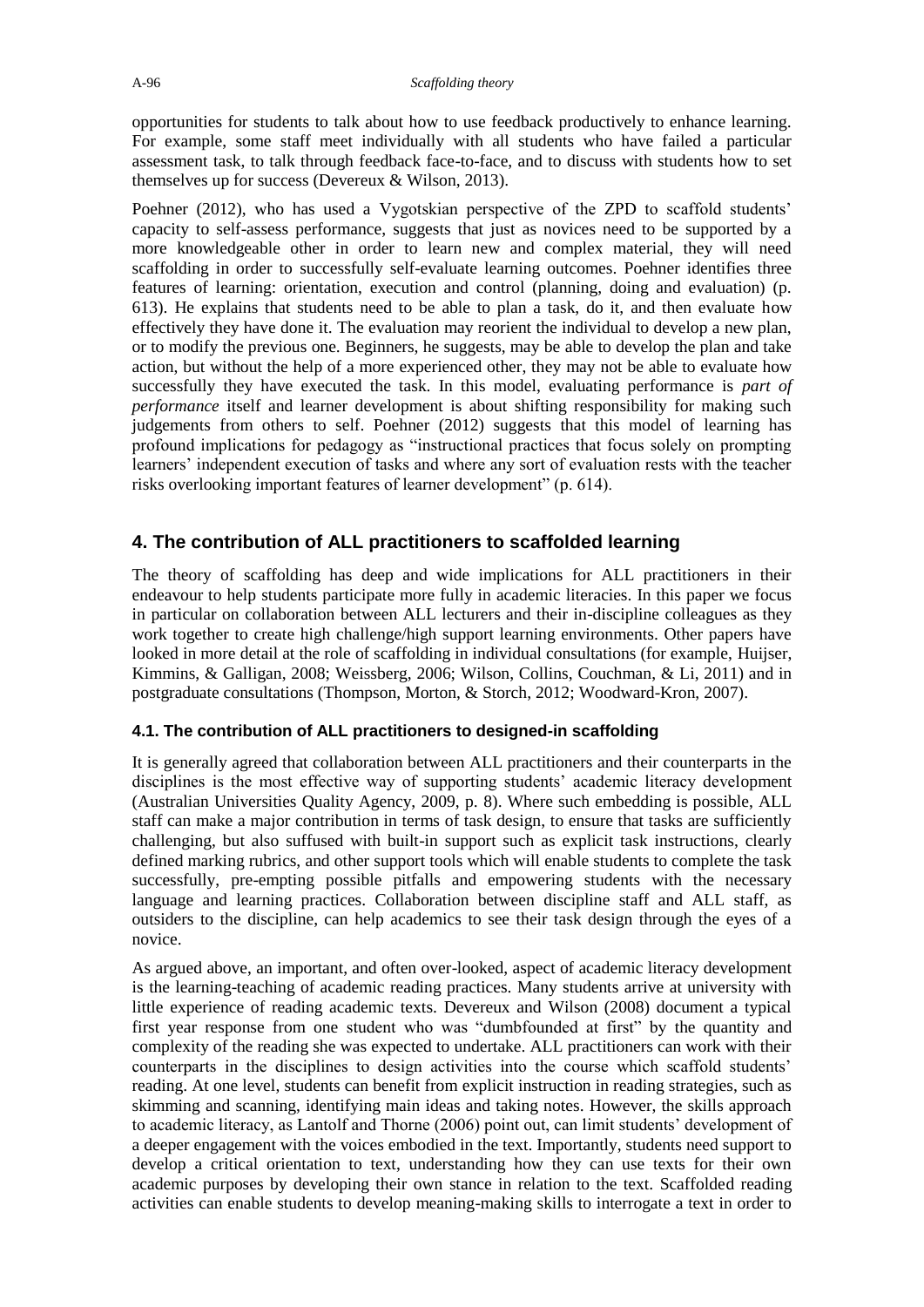opportunities for students to talk about how to use feedback productively to enhance learning. For example, some staff meet individually with all students who have failed a particular assessment task, to talk through feedback face-to-face, and to discuss with students how to set themselves up for success (Devereux & Wilson, 2013).

Poehner (2012), who has used a Vygotskian perspective of the ZPD to scaffold students' capacity to self-assess performance, suggests that just as novices need to be supported by a more knowledgeable other in order to learn new and complex material, they will need scaffolding in order to successfully self-evaluate learning outcomes. Poehner identifies three features of learning: orientation, execution and control (planning, doing and evaluation) (p. 613). He explains that students need to be able to plan a task, do it, and then evaluate how effectively they have done it. The evaluation may reorient the individual to develop a new plan, or to modify the previous one. Beginners, he suggests, may be able to develop the plan and take action, but without the help of a more experienced other, they may not be able to evaluate how successfully they have executed the task. In this model, evaluating performance is *part of performance* itself and learner development is about shifting responsibility for making such judgements from others to self. Poehner (2012) suggests that this model of learning has profound implications for pedagogy as "instructional practices that focus solely on prompting learners' independent execution of tasks and where any sort of evaluation rests with the teacher risks overlooking important features of learner development" (p. 614).

## 4. The contribution of ALL practitioners to scaffolded learning

The theory of scaffolding has deep and wide implications for ALL practitioners in their endeavour to help students participate more fully in academic literacies. In this paper we focus in particular on collaboration between ALL lecturers and their in-discipline colleagues as they work together to create high challenge/high support learning environments. Other papers have looked in more detail at the role of scaffolding in individual consultations (for example, Huijser, Kimmins, & Galligan, 2008; Weissberg, 2006; Wilson, Collins, Couchman, & Li, 2011) and in postgraduate consultations (Thompson, Morton, & Storch, 2012; Woodward-Kron, 2007).

### 4.1. The contribution of ALL practitioners to designed-in scaffolding

It is generally agreed that collaboration between ALL practitioners and their counterparts in the disciplines is the most effective way of supporting students' academic literacy development (Australian Universities Quality Agency, 2009, p. 8). Where such embedding is possible, ALL staff can make a major contribution in terms of task design, to ensure that tasks are sufficiently challenging, but also suffused with built-in support such as explicit task instructions, clearly defined marking rubrics, and other support tools which will enable students to complete the task successfully, pre-empting possible pitfalls and empowering students with the necessary language and learning practices. Collaboration between discipline staff and ALL staff, as outsiders to the discipline, can help academics to see their task design through the eyes of a novice.

As argued above, an important, and often over-looked, aspect of academic literacy development is the learning-teaching of academic reading practices. Many students arrive at university with little experience of reading academic texts. Devereux and Wilson (2008) document a typical first year response from one student who was "dumbfounded at first" by the quantity and complexity of the reading she was expected to undertake. ALL practitioners can work with their counterparts in the disciplines to design activities into the course which scaffold students' reading. At one level, students can benefit from explicit instruction in reading strategies, such as skimming and scanning, identifying main ideas and taking notes. However, the skills approach to academic literacy, as Lantolf and Thorne (2006) point out, can limit students' development of a deeper engagement with the voices embodied in the text. Importantly, students need support to develop a critical orientation to text, understanding how they can use texts for their own academic purposes by developing their own stance in relation to the text. Scaffolded reading activities can enable students to develop meaning-making skills to interrogate a text in order to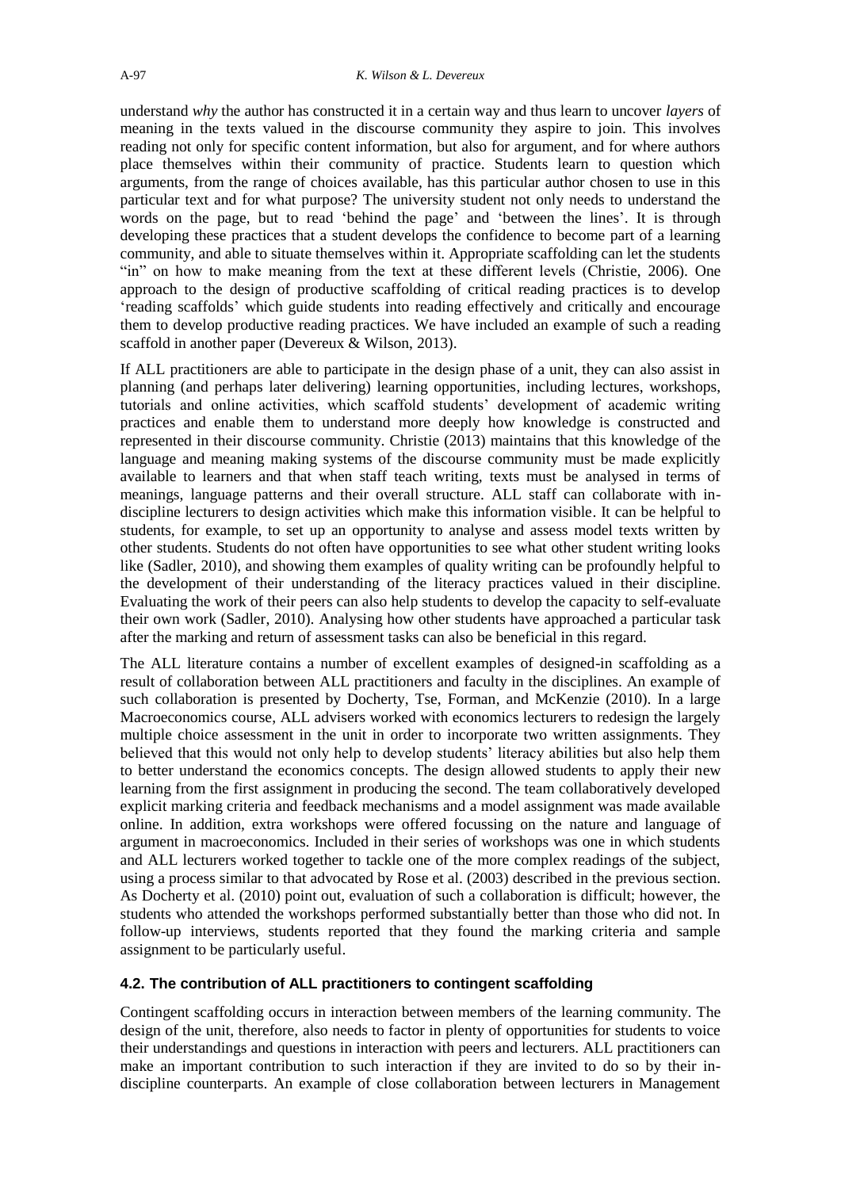understand *why* the author has constructed it in a certain way and thus learn to uncover *layers* of meaning in the texts valued in the discourse community they aspire to join. This involves reading not only for specific content information, but also for argument, and for where authors place themselves within their community of practice. Students learn to question which arguments, from the range of choices available, has this particular author chosen to use in this particular text and for what purpose? The university student not only needs to understand the words on the page, but to read 'behind the page' and 'between the lines'. It is through developing these practices that a student develops the confidence to become part of a learning community, and able to situate themselves within it. Appropriate scaffolding can let the students "in" on how to make meaning from the text at these different levels (Christie, 2006). One approach to the design of productive scaffolding of critical reading practices is to develop 'reading scaffolds' which guide students into reading effectively and critically and encourage them to develop productive reading practices. We have included an example of such a reading scaffold in another paper (Devereux & Wilson, 2013).

If ALL practitioners are able to participate in the design phase of a unit, they can also assist in planning (and perhaps later delivering) learning opportunities, including lectures, workshops, tutorials and online activities, which scaffold students' development of academic writing practices and enable them to understand more deeply how knowledge is constructed and represented in their discourse community. Christie (2013) maintains that this knowledge of the language and meaning making systems of the discourse community must be made explicitly available to learners and that when staff teach writing, texts must be analysed in terms of meanings, language patterns and their overall structure. ALL staff can collaborate with in-discipline lecturers to design activities which make this information visible. It can be helpful to students, for example, to set up an opportunity to analyse and assess model texts written by other students. Students do not often have opportunities to see what other student writing looks like (Sadler, 2010), and showing them examples of quality writing can be profoundly helpful to the development of their understanding of the literacy practices valued in their discipline. Evaluating the work of their peers can also help students to develop the capacity to self-evaluate their own work (Sadler, 2010). Analysing how other students have approached a particular task after the marking and return of assessment tasks can also be beneficial in this regard.

The ALL literature contains a number of excellent examples of designed-in scaffolding as a result of collaboration between ALL practitioners and faculty in the disciplines. An example of such collaboration is presented by Docherty, Tse, Forman, and McKenzie (2010). In a large Macroeconomics course, ALL advisers worked with economics lecturers to redesign the largely multiple choice assessment in the unit in order to incorporate two written assignments. They believed that this would not only help to develop students' literacy abilities but also help them to better understand the economics concepts. The design allowed students to apply their new learning from the first assignment in producing the second. The team collaboratively developed explicit marking criteria and feedback mechanisms and a model assignment was made available online. In addition, extra workshops were offered focussing on the nature and language of argument in macroeconomics. Included in their series of workshops was one in which students and ALL lecturers worked together to tackle one of the more complex readings of the subject, using a process similar to that advocated by Rose et al. (2003) described in the previous section. As Docherty et al. (2010) point out, evaluation of such a collaboration is difficult; however, the students who attended the workshops performed substantially better than those who did not. In follow-up interviews, students reported that they found the marking criteria and sample assignment to be particularly useful.

### 4.2. The contribution of ALL practitioners to contingent scaffolding

Contingent scaffolding occurs in interaction between members of the learning community. The design of the unit, therefore, also needs to factor in plenty of opportunities for students to voice their understandings and questions in interaction with peers and lecturers. ALL practitioners can make an important contribution to such interaction if they are invited to do so by their in-discipline counterparts. An example of close collaboration between lecturers in Management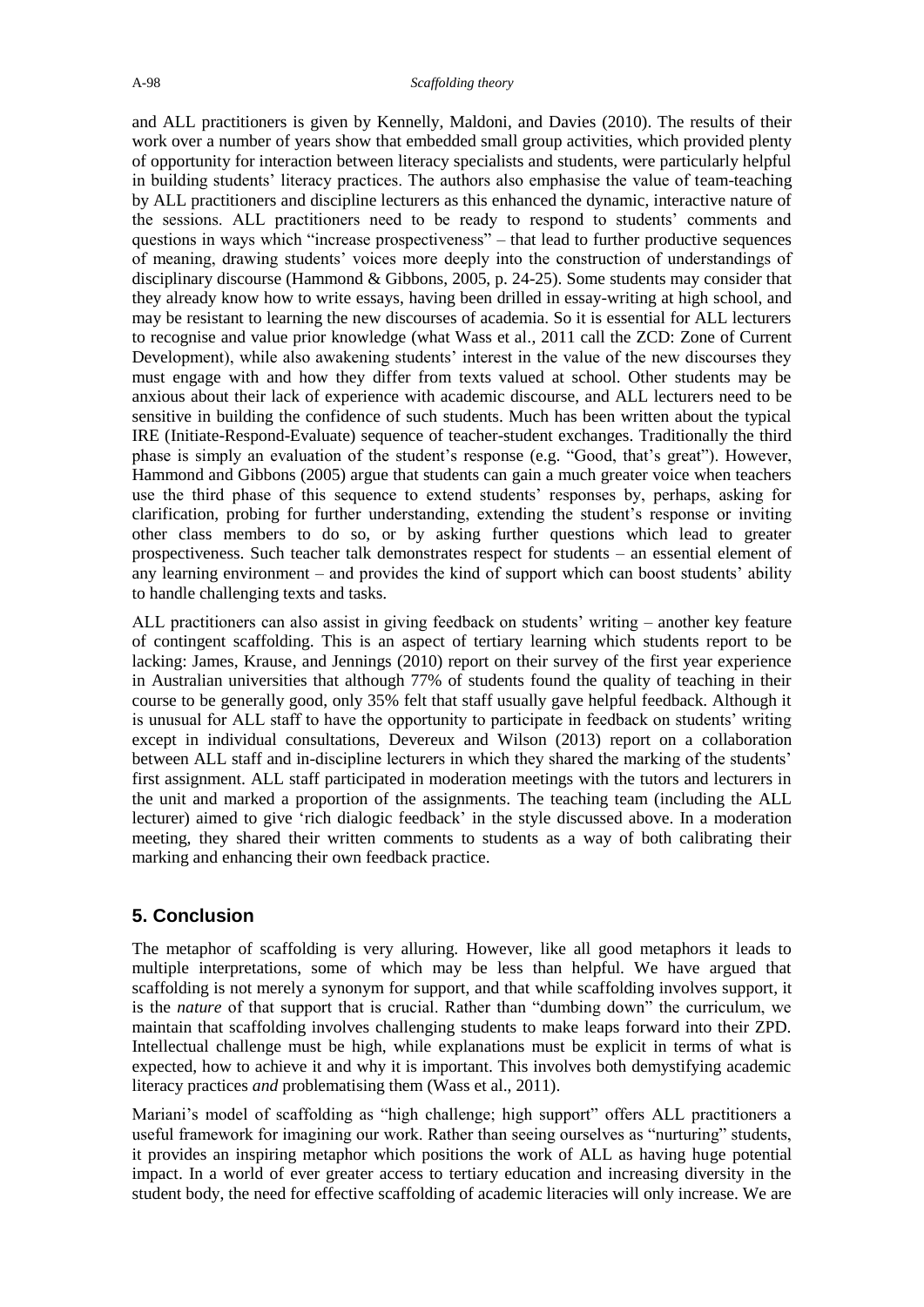and ALL practitioners is given by Kennelly, Maldoni, and Davies (2010). The results of their work over a number of years show that embedded small group activities, which provided plenty of opportunity for interaction between literacy specialists and students, were particularly helpful in building students' literacy practices. The authors also emphasise the value of team-teaching by ALL practitioners and discipline lecturers as this enhanced the dynamic, interactive nature of the sessions. ALL practitioners need to be ready to respond to students' comments and questions in ways which "increase prospectiveness" – that lead to further productive sequences of meaning, drawing students' voices more deeply into the construction of understandings of disciplinary discourse (Hammond & Gibbons, 2005, p. 24-25). Some students may consider that they already know how to write essays, having been drilled in essay-writing at high school, and may be resistant to learning the new discourses of academia. So it is essential for ALL lecturers to recognise and value prior knowledge (what Wass et al., 2011 call the ZCD: Zone of Current Development), while also awakening students' interest in the value of the new discourses they must engage with and how they differ from texts valued at school. Other students may be anxious about their lack of experience with academic discourse, and ALL lecturers need to be sensitive in building the confidence of such students. Much has been written about the typical IRE (Initiate-Respond-Evaluate) sequence of teacher-student exchanges. Traditionally the third phase is simply an evaluation of the student's response (e.g. "Good, that's great"). However, Hammond and Gibbons (2005) argue that students can gain a much greater voice when teachers use the third phase of this sequence to extend students' responses by, perhaps, asking for clarification, probing for further understanding, extending the student's response or inviting other class members to do so, or by asking further questions which lead to greater prospectiveness. Such teacher talk demonstrates respect for students – an essential element of any learning environment – and provides the kind of support which can boost students' ability to handle challenging texts and tasks.

ALL practitioners can also assist in giving feedback on students' writing – another key feature of contingent scaffolding. This is an aspect of tertiary learning which students report to be lacking: James, Krause, and Jennings (2010) report on their survey of the first year experience in Australian universities that although 77% of students found the quality of teaching in their course to be generally good, only 35% felt that staff usually gave helpful feedback. Although it is unusual for ALL staff to have the opportunity to participate in feedback on students' writing except in individual consultations, Devereux and Wilson (2013) report on a collaboration between ALL staff and in-discipline lecturers in which they shared the marking of the students' first assignment. ALL staff participated in moderation meetings with the tutors and lecturers in the unit and marked a proportion of the assignments. The teaching team (including the ALL lecturer) aimed to give 'rich dialogic feedback' in the style discussed above. In a moderation meeting, they shared their written comments to students as a way of both calibrating their marking and enhancing their own feedback practice.

## 5. Conclusion

The metaphor of scaffolding is very alluring. However, like all good metaphors it leads to multiple interpretations, some of which may be less than helpful. We have argued that scaffolding is not merely a synonym for support, and that while scaffolding involves support, it is the *nature* of that support that is crucial. Rather than "dumbing down" the curriculum, we maintain that scaffolding involves challenging students to make leaps forward into their ZPD. Intellectual challenge must be high, while explanations must be explicit in terms of what is expected, how to achieve it and why it is important. This involves both demystifying academic literacy practices *and* problematising them (Wass et al., 2011).

Mariani's model of scaffolding as "high challenge; high support" offers ALL practitioners a useful framework for imagining our work. Rather than seeing ourselves as "nurturing" students, it provides an inspiring metaphor which positions the work of ALL as having huge potential impact. In a world of ever greater access to tertiary education and increasing diversity in the student body, the need for effective scaffolding of academic literacies will only increase. We are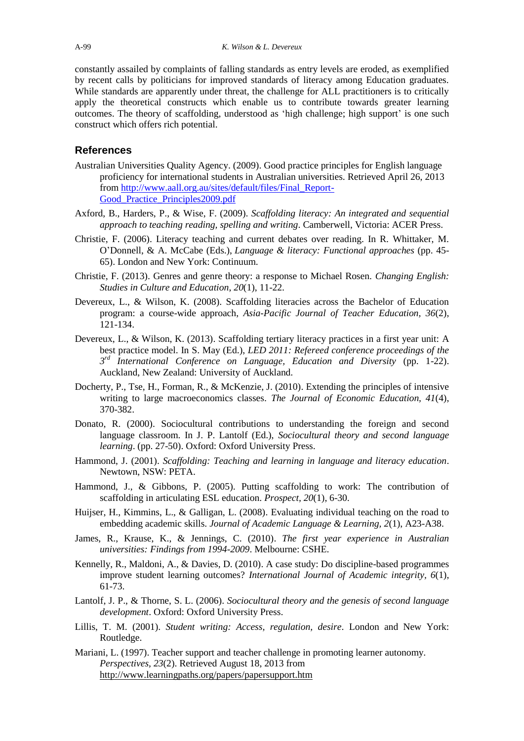constantly assailed by complaints of falling standards as entry levels are eroded, as exemplified by recent calls by politicians for improved standards of literacy among Education graduates. While standards are apparently under threat, the challenge for ALL practitioners is to critically apply the theoretical constructs which enable us to contribute towards greater learning outcomes. The theory of scaffolding, understood as 'high challenge; high support' is one such construct which offers rich potential.

## References

Australian Universities Quality Agency. (2009). Good practice principles for English language proficiency for international students in Australian universities. Retrieved April 26, 2013 from http://www.aall.org.au/sites/default/files/Final_Report-Good_Practice_Principles2009.pdf

Axford, B., Harders, P., & Wise, F. (2009). *Scaffolding literacy: An integrated and sequential approach to teaching reading, spelling and writing*. Camberwell, Victoria: ACER Press.

Christie, F. (2006). Literacy teaching and current debates over reading. In R. Whittaker, M. O'Donnell, & A. McCabe (Eds.), *Language & literacy: Functional approaches* (pp. 45-65). London and New York: Continuum.

Christie, F. (2013). Genres and genre theory: a response to Michael Rosen. *Changing English: Studies in Culture and Education*, *20*(1), 11-22.

Devereux, L., & Wilson, K. (2008). Scaffolding literacies across the Bachelor of Education program: a course-wide approach, *Asia-Pacific Journal of Teacher Education*, *36*(2), 121-134.

Devereux, L., & Wilson, K. (2013). Scaffolding tertiary literacy practices in a first year unit: A best practice model. In S. May (Ed.), *LED 2011: Refereed conference proceedings of the 3rd International Conference on Language, Education and Diversity* (pp. 1-22). Auckland, New Zealand: University of Auckland.

Docherty, P., Tse, H., Forman, R., & McKenzie, J. (2010). Extending the principles of intensive writing to large macroeconomics classes. *The Journal of Economic Education*, *41*(4), 370-382.

Donato, R. (2000). Sociocultural contributions to understanding the foreign and second language classroom. In J. P. Lantolf (Ed.), *Sociocultural theory and second language learning*. (pp. 27-50). Oxford: Oxford University Press.

Hammond, J. (2001). *Scaffolding: Teaching and learning in language and literacy education*. Newtown, NSW: PETA.

Hammond, J., & Gibbons, P. (2005). Putting scaffolding to work: The contribution of scaffolding in articulating ESL education. *Prospect*, *20*(1), 6-30.

Huijser, H., Kimmins, L., & Galligan, L. (2008). Evaluating individual teaching on the road to embedding academic skills. *Journal of Academic Language & Learning*, *2*(1), A23-A38.

James, R., Krause, K., & Jennings, C. (2010). *The first year experience in Australian universities: Findings from 1994-2009*. Melbourne: CSHE.

Kennelly, R., Maldoni, A., & Davies, D. (2010). A case study: Do discipline-based programmes improve student learning outcomes? *International Journal of Academic integrity*, *6*(1), 61-73.

Lantolf, J. P., & Thorne, S. L. (2006). *Sociocultural theory and the genesis of second language development*. Oxford: Oxford University Press.

Lillis, T. M. (2001). *Student writing: Access, regulation, desire*. London and New York: Routledge.

Mariani, L. (1997). Teacher support and teacher challenge in promoting learner autonomy. *Perspectives*, *23*(2). Retrieved August 18, 2013 from http://www.learningpaths.org/papers/papersupport.htm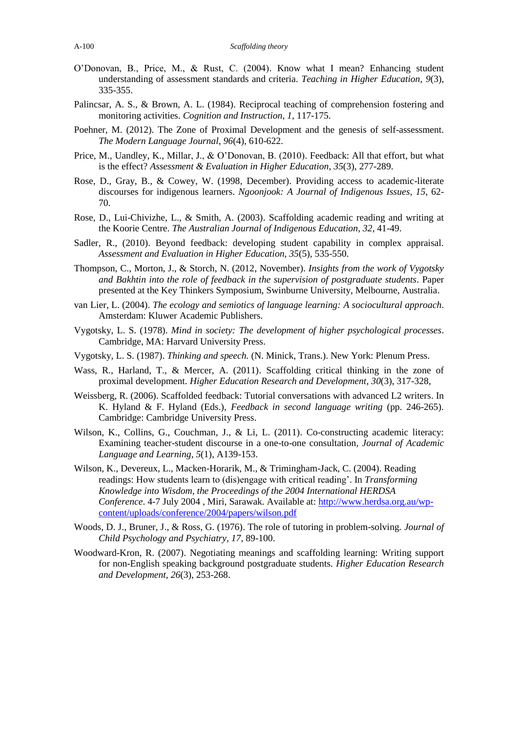O'Donovan, B., Price, M., & Rust, C. (2004). Know what I mean? Enhancing student understanding of assessment standards and criteria. *Teaching in Higher Education, 9*(3), 335-355.

Palincsar, A. S., & Brown, A. L. (1984). Reciprocal teaching of comprehension fostering and monitoring activities. *Cognition and Instruction, 1*, 117-175.

Poehner, M. (2012). The Zone of Proximal Development and the genesis of self-assessment. *The Modern Language Journal*, *96*(4), 610-622.

Price, M., Uandley, K., Millar, J., & O'Donovan, B. (2010). Feedback: All that effort, but what is the effect? *Assessment & Evaluation in Higher Education*, *35*(3), 277-289.

Rose, D., Gray, B., & Cowey, W. (1998, December). Providing access to academic-literate discourses for indigenous learners. *Ngoonjook: A Journal of Indigenous Issues*, *15*, 62-70.

Rose, D., Lui-Chivizhe, L., & Smith, A. (2003). Scaffolding academic reading and writing at the Koorie Centre. *The Australian Journal of Indigenous Education*, *32*, 41-49.

Sadler, R., (2010). Beyond feedback: developing student capability in complex appraisal. *Assessment and Evaluation in Higher Education, 35*(5), 535-550.

Thompson, C., Morton, J., & Storch, N. (2012, November). *Insights from the work of Vygotsky and Bakhtin into the role of feedback in the supervision of postgraduate students*. Paper presented at the Key Thinkers Symposium, Swinburne University, Melbourne, Australia.

van Lier, L. (2004). *The ecology and semiotics of language learning: A sociocultural approach*. Amsterdam: Kluwer Academic Publishers.

Vygotsky, L. S. (1978). *Mind in society: The development of higher psychological processes*. Cambridge, MA: Harvard University Press.

Vygotsky, L. S. (1987). *Thinking and speech.* (N. Minick, Trans.). New York: Plenum Press.

Wass, R., Harland, T., & Mercer, A. (2011). Scaffolding critical thinking in the zone of proximal development. *Higher Education Research and Development*, *30*(3), 317-328,

Weissberg, R. (2006). Scaffolded feedback: Tutorial conversations with advanced L2 writers. In K. Hyland & F. Hyland (Eds.), *Feedback in second language writing* (pp. 246-265). Cambridge: Cambridge University Press.

Wilson, K., Collins, G., Couchman, J., & Li, L. (2011). Co-constructing academic literacy: Examining teacher-student discourse in a one-to-one consultation, *Journal of Academic Language and Learning*, *5*(1), A139-153.

Wilson, K., Devereux, L., Macken-Horarik, M., & Trimingham-Jack, C. (2004). Reading readings: How students learn to (dis)engage with critical reading'. In *Transforming Knowledge into Wisdom, the Proceedings of the 2004 International HERDSA Conference*. 4-7 July 2004 , Miri, Sarawak. Available at: [http://www.herdsa.org.au/wp-content/uploads/conference/2004/papers/wilson.pdf](http://www.herdsa.org.au/wp-content/uploads/conference/2004/papers/wilson.pdf)

Woods, D. J., Bruner, J., & Ross, G. (1976). The role of tutoring in problem-solving. *Journal of Child Psychology and Psychiatry*, *17*, 89-100.

Woodward-Kron, R. (2007). Negotiating meanings and scaffolding learning: Writing support for non-English speaking background postgraduate students. *Higher Education Research and Development, 26*(3), 253-268.